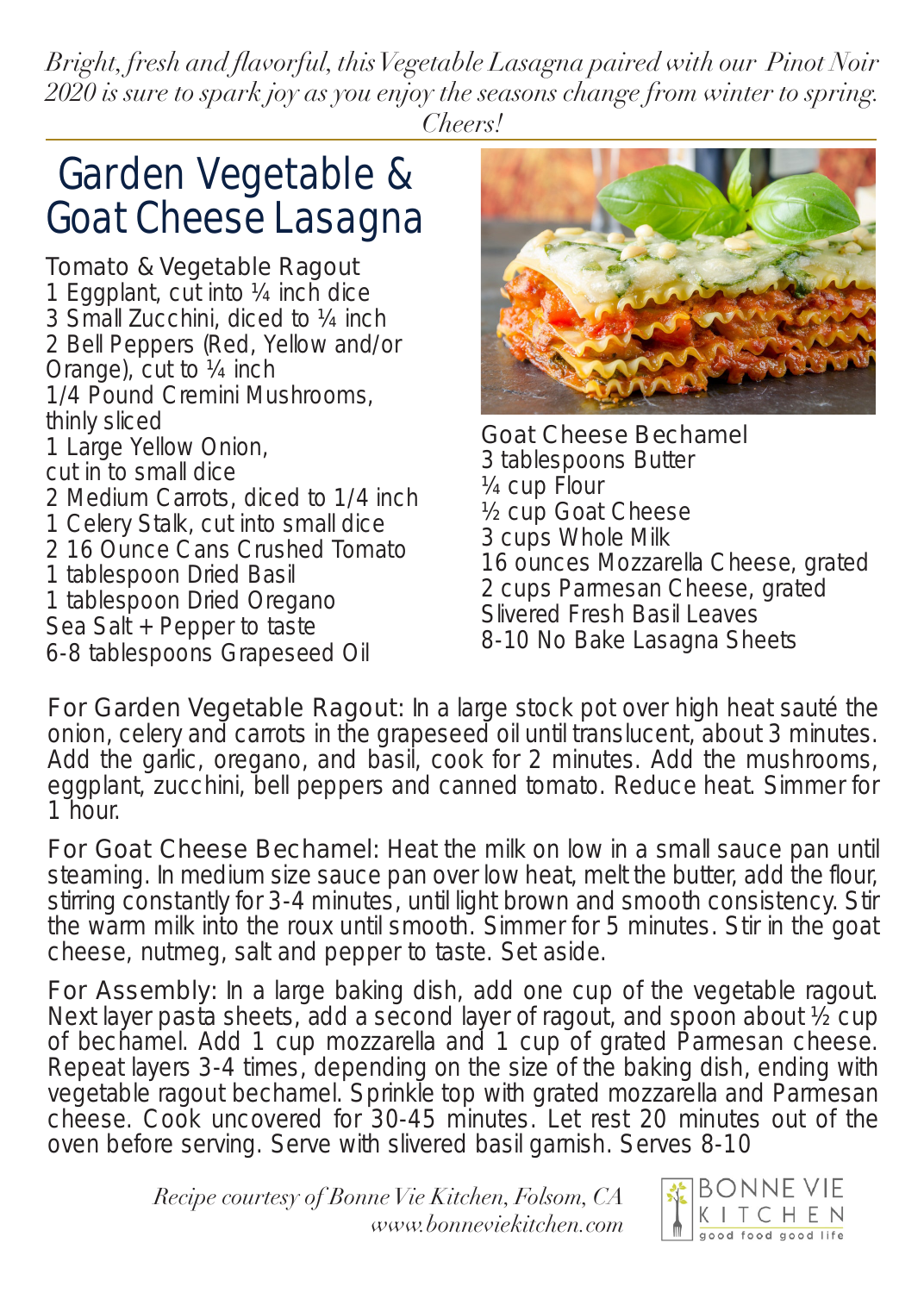*Bright, fresh and flavorful, this Vegetable Lasagna paired with our Pinot Noir 2020 is sure to spark joy as you enjoy the seasons change from winter to spring. Cheers!*

# Garden Vegetable & Goat Cheese Lasagna

## Tomato & Vegetable Ragout

1 Eggplant, cut into ¼ inch dice
3 Small Zucchini, diced to ¼ inch
2 Bell Peppers (Red, Yellow and/or Orange), cut to ¼ inch
1/4 Pound Cremini Mushrooms, thinly sliced
1 Large Yellow Onion, cut in to small dice
2 Medium Carrots, diced to 1/4 inch
1 Celery Stalk, cut into small dice
2 16 Ounce Cans Crushed Tomato
1 tablespoon Dried Basil
1 tablespoon Dried Oregano
Sea Salt + Pepper to taste
6-8 tablespoons Grapeseed Oil

## Goat Cheese Bechamel

3 tablespoons Butter
¼ cup Flour
½ cup Goat Cheese
3 cups Whole Milk
16 ounces Mozzarella Cheese, grated
2 cups Parmesan Cheese, grated
Slivered Fresh Basil Leaves
8-10 No Bake Lasagna Sheets

For Garden Vegetable Ragout: In a large stock pot over high heat sauté the onion, celery and carrots in the grapeseed oil until translucent, about 3 minutes. Add the garlic, oregano, and basil, cook for 2 minutes. Add the mushrooms, eggplant, zucchini, bell peppers and canned tomato. Reduce heat. Simmer for 1 hour.

For Goat Cheese Bechamel: Heat the milk on low in a small sauce pan until steaming. In medium size sauce pan over low heat, melt the butter, add the flour, stirring constantly for 3-4 minutes, until light brown and smooth consistency. Stir the warm milk into the roux until smooth. Simmer for 5 minutes. Stir in the goat cheese, nutmeg, salt and pepper to taste. Set aside.

For Assembly: In a large baking dish, add one cup of the vegetable ragout. Next layer pasta sheets, add a second layer of ragout, and spoon about ½ cup of bechamel. Add 1 cup mozzarella and 1 cup of grated Parmesan cheese. Repeat layers 3-4 times, depending on the size of the baking dish, ending with vegetable ragout bechamel. Sprinkle top with grated mozzarella and Parmesan cheese. Cook uncovered for 30-45 minutes. Let rest 20 minutes out of the oven before serving. Serve with slivered basil garnish. Serves 8-10

*Recipe courtesy of Bonne Vie Kitchen, Folsom, CA*
*www.bonneviekitchen.com*

BONNE VIE KITCHEN
good food good life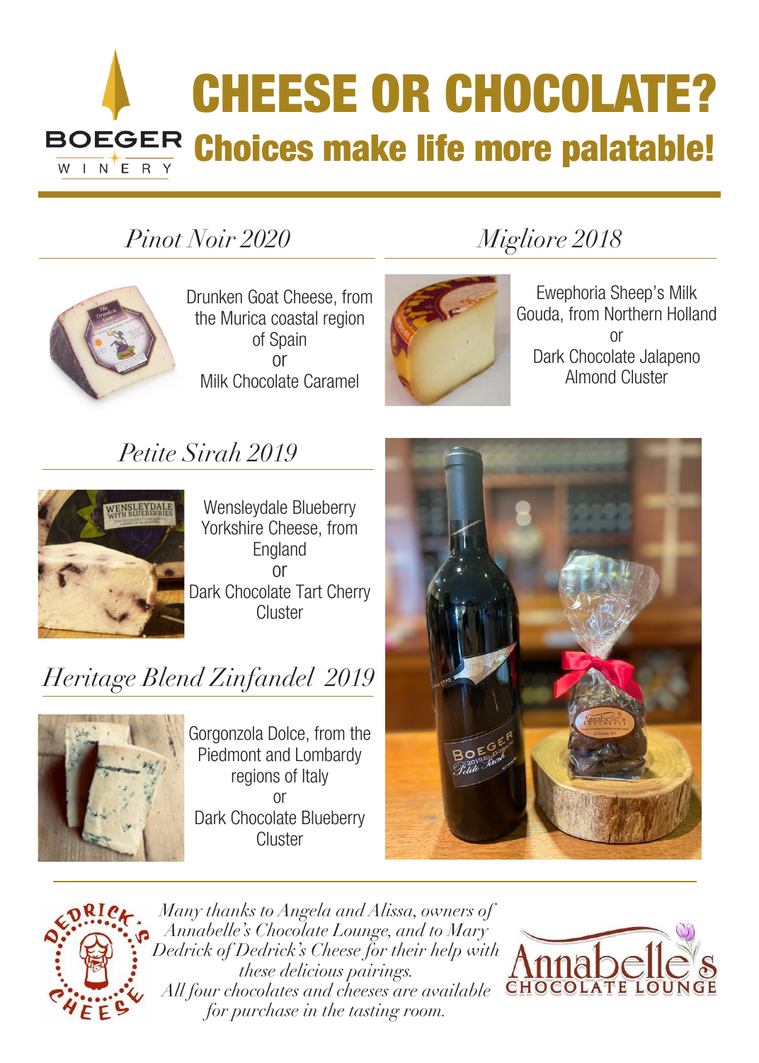# CHEESE OR CHOCOLATE?

## Choices make life more palatable!

### *Pinot Noir 2020*

Drunken Goat Cheese, from the Murica coastal region of Spain
or
Milk Chocolate Caramel

### *Migliore 2018*

Ewephoria Sheep's Milk Gouda, from Northern Holland
or
Dark Chocolate Jalapeno Almond Cluster

### *Petite Sirah 2019*

Wensleydale Blueberry Yorkshire Cheese, from England
or
Dark Chocolate Tart Cherry Cluster

### *Heritage Blend Zinfandel 2019*

Gorgonzola Dolce, from the Piedmont and Lombardy regions of Italy
or
Dark Chocolate Blueberry Cluster

*Many thanks to Angela and Alissa, owners of Annabelle's Chocolate Lounge, and to Mary Dedrick of Dedrick's Cheese for their help with these delicious pairings.*
*All four chocolates and cheeses are available for purchase in the tasting room.*